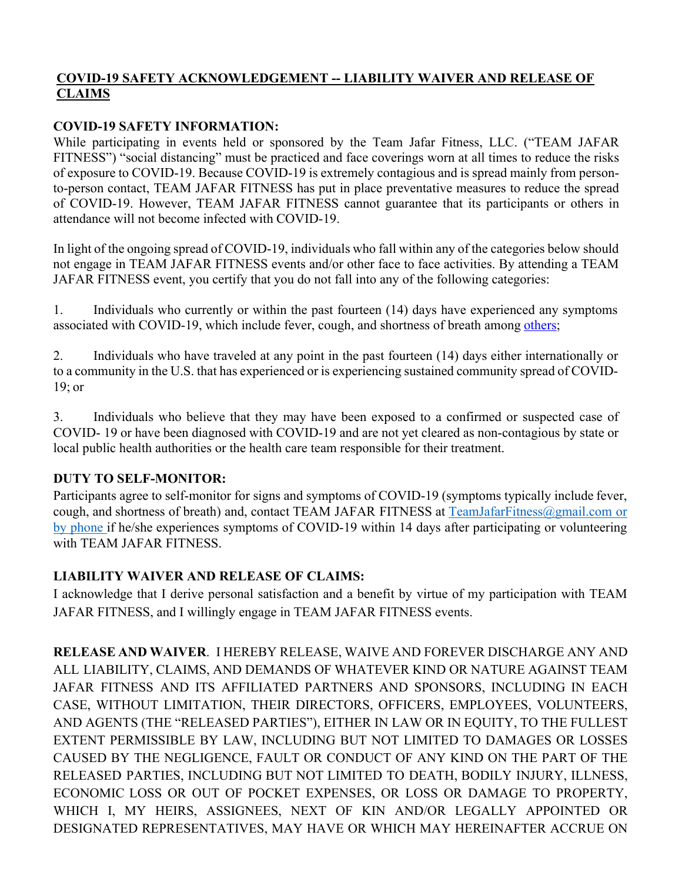# COVID-19 SAFETY ACKNOWLEDGEMENT -- LIABILITY WAIVER AND RELEASE OF CLAIMS

## COVID-19 SAFETY INFORMATION:

While participating in events held or sponsored by the Team Jafar Fitness, LLC. ("TEAM JAFAR FITNESS") "social distancing" must be practiced and face coverings worn at all times to reduce the risks of exposure to COVID-19. Because COVID-19 is extremely contagious and is spread mainly from person-to-person contact, TEAM JAFAR FITNESS has put in place preventative measures to reduce the spread of COVID-19. However, TEAM JAFAR FITNESS cannot guarantee that its participants or others in attendance will not become infected with COVID-19.

In light of the ongoing spread of COVID-19, individuals who fall within any of the categories below should not engage in TEAM JAFAR FITNESS events and/or other face to face activities. By attending a TEAM JAFAR FITNESS event, you certify that you do not fall into any of the following categories:

1. Individuals who currently or within the past fourteen (14) days have experienced any symptoms associated with COVID-19, which include fever, cough, and shortness of breath among others;

2. Individuals who have traveled at any point in the past fourteen (14) days either internationally or to a community in the U.S. that has experienced or is experiencing sustained community spread of COVID-19; or

3. Individuals who believe that they may have been exposed to a confirmed or suspected case of COVID- 19 or have been diagnosed with COVID-19 and are not yet cleared as non-contagious by state or local public health authorities or the health care team responsible for their treatment.

## DUTY TO SELF-MONITOR:

Participants agree to self-monitor for signs and symptoms of COVID-19 (symptoms typically include fever, cough, and shortness of breath) and, contact TEAM JAFAR FITNESS at TeamJafarFitness@gmail.com or by phone if he/she experiences symptoms of COVID-19 within 14 days after participating or volunteering with TEAM JAFAR FITNESS.

## LIABILITY WAIVER AND RELEASE OF CLAIMS:

I acknowledge that I derive personal satisfaction and a benefit by virtue of my participation with TEAM JAFAR FITNESS, and I willingly engage in TEAM JAFAR FITNESS events.

**RELEASE AND WAIVER**. I HEREBY RELEASE, WAIVE AND FOREVER DISCHARGE ANY AND ALL LIABILITY, CLAIMS, AND DEMANDS OF WHATEVER KIND OR NATURE AGAINST TEAM JAFAR FITNESS AND ITS AFFILIATED PARTNERS AND SPONSORS, INCLUDING IN EACH CASE, WITHOUT LIMITATION, THEIR DIRECTORS, OFFICERS, EMPLOYEES, VOLUNTEERS, AND AGENTS (THE "RELEASED PARTIES"), EITHER IN LAW OR IN EQUITY, TO THE FULLEST EXTENT PERMISSIBLE BY LAW, INCLUDING BUT NOT LIMITED TO DAMAGES OR LOSSES CAUSED BY THE NEGLIGENCE, FAULT OR CONDUCT OF ANY KIND ON THE PART OF THE RELEASED PARTIES, INCLUDING BUT NOT LIMITED TO DEATH, BODILY INJURY, ILLNESS, ECONOMIC LOSS OR OUT OF POCKET EXPENSES, OR LOSS OR DAMAGE TO PROPERTY, WHICH I, MY HEIRS, ASSIGNEES, NEXT OF KIN AND/OR LEGALLY APPOINTED OR DESIGNATED REPRESENTATIVES, MAY HAVE OR WHICH MAY HEREINAFTER ACCRUE ON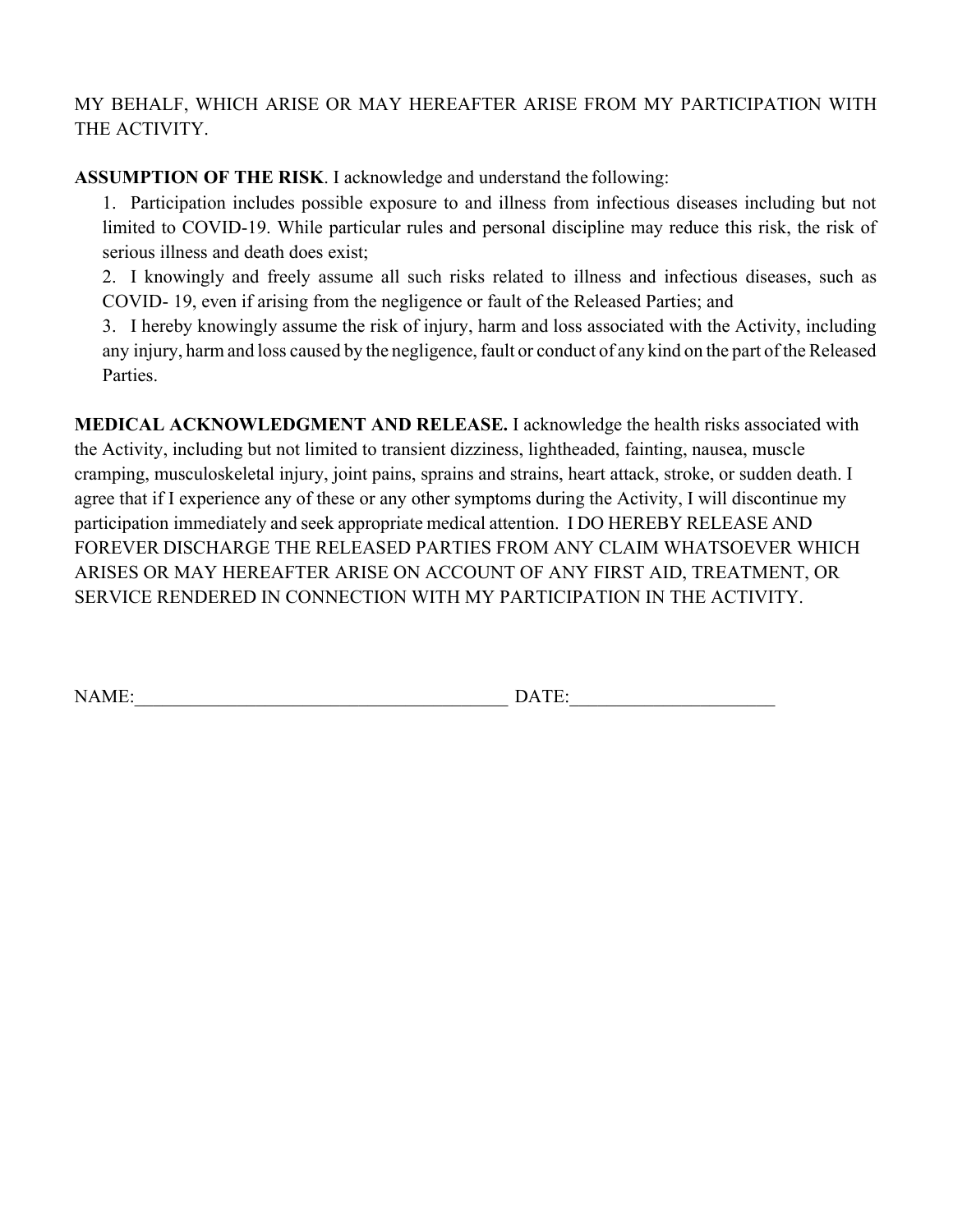MY BEHALF, WHICH ARISE OR MAY HEREAFTER ARISE FROM MY PARTICIPATION WITH THE ACTIVITY.

**ASSUMPTION OF THE RISK**. I acknowledge and understand the following:

1. Participation includes possible exposure to and illness from infectious diseases including but not limited to COVID-19. While particular rules and personal discipline may reduce this risk, the risk of serious illness and death does exist;
2. I knowingly and freely assume all such risks related to illness and infectious diseases, such as COVID- 19, even if arising from the negligence or fault of the Released Parties; and
3. I hereby knowingly assume the risk of injury, harm and loss associated with the Activity, including any injury, harm and loss caused by the negligence, fault or conduct of any kind on the part of the Released Parties.

**MEDICAL ACKNOWLEDGMENT AND RELEASE.** I acknowledge the health risks associated with the Activity, including but not limited to transient dizziness, lightheaded, fainting, nausea, muscle cramping, musculoskeletal injury, joint pains, sprains and strains, heart attack, stroke, or sudden death. I agree that if I experience any of these or any other symptoms during the Activity, I will discontinue my participation immediately and seek appropriate medical attention. I DO HEREBY RELEASE AND FOREVER DISCHARGE THE RELEASED PARTIES FROM ANY CLAIM WHATSOEVER WHICH ARISES OR MAY HEREAFTER ARISE ON ACCOUNT OF ANY FIRST AID, TREATMENT, OR SERVICE RENDERED IN CONNECTION WITH MY PARTICIPATION IN THE ACTIVITY.

NAME:________________________________________ DATE:_____________________